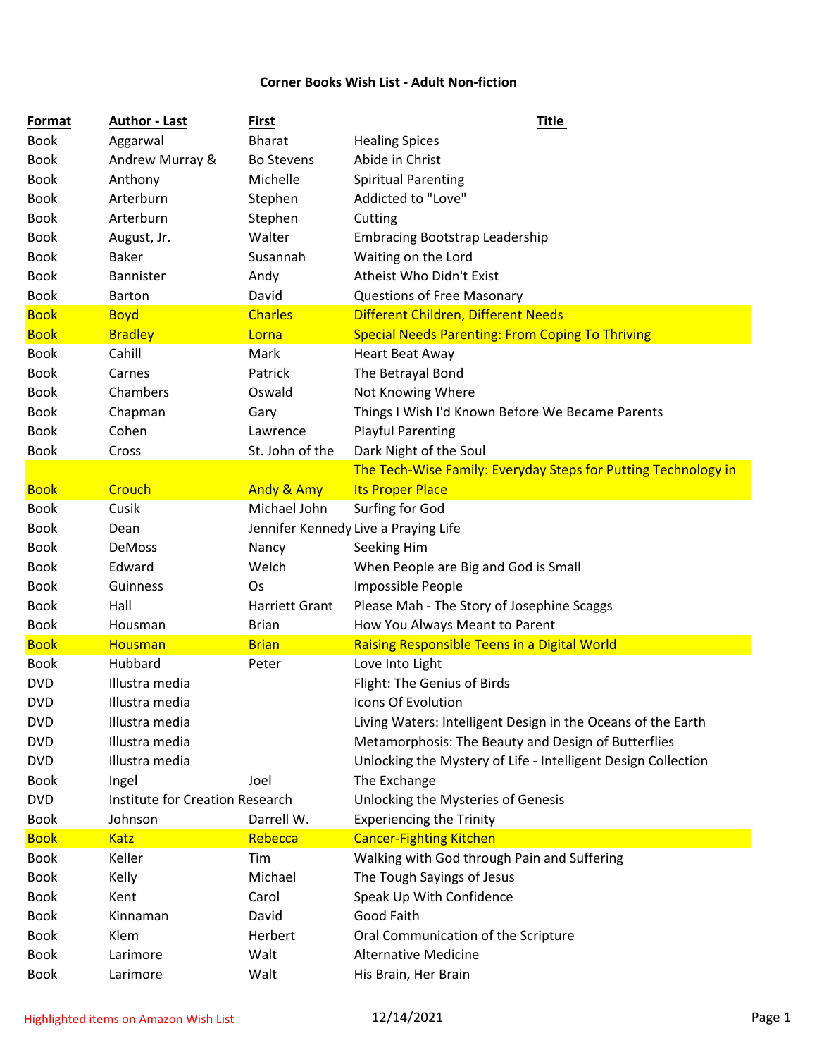# Corner Books Wish List - Adult Non-fiction

| Format | Author - Last | First | Title |
|---|---|---|---|
| Book | Aggarwal | Bharat | Healing Spices |
| Book | Andrew Murray & | Bo Stevens | Abide in Christ |
| Book | Anthony | Michelle | Spiritual Parenting |
| Book | Arterburn | Stephen | Addicted to "Love" |
| Book | Arterburn | Stephen | Cutting |
| Book | August, Jr. | Walter | Embracing Bootstrap Leadership |
| Book | Baker | Susannah | Waiting on the Lord |
| Book | Bannister | Andy | Atheist Who Didn't Exist |
| Book | Barton | David | Questions of Free Masonary |
| Book | Boyd | Charles | Different Children, Different Needs |
| Book | Bradley | Lorna | Special Needs Parenting: From Coping To Thriving |
| Book | Cahill | Mark | Heart Beat Away |
| Book | Carnes | Patrick | The Betrayal Bond |
| Book | Chambers | Oswald | Not Knowing Where |
| Book | Chapman | Gary | Things I Wish I'd Known Before We Became Parents |
| Book | Cohen | Lawrence | Playful Parenting |
| Book | Cross | St. John of the | Dark Night of the Soul |
| Book | Crouch | Andy & Amy | The Tech-Wise Family: Everyday Steps for Putting Technology in Its Proper Place |
| Book | Cusik | Michael John | Surfing for God |
| Book | Dean | Jennifer Kennedy | Live a Praying Life |
| Book | DeMoss | Nancy | Seeking Him |
| Book | Edward | Welch | When People are Big and God is Small |
| Book | Guinness | Os | Impossible People |
| Book | Hall | Harriett Grant | Please Mah - The Story of Josephine Scaggs |
| Book | Housman | Brian | How You Always Meant to Parent |
| Book | Housman | Brian | Raising Responsible Teens in a Digital World |
| Book | Hubbard | Peter | Love Into Light |
| DVD | Illustra media | | Flight: The Genius of Birds |
| DVD | Illustra media | | Icons Of Evolution |
| DVD | Illustra media | | Living Waters: Intelligent Design in the Oceans of the Earth |
| DVD | Illustra media | | Metamorphosis: The Beauty and Design of Butterflies |
| DVD | Illustra media | | Unlocking the Mystery of Life - Intelligent Design Collection |
| Book | Ingel | Joel | The Exchange |
| DVD | Institute for Creation Research | | Unlocking the Mysteries of Genesis |
| Book | Johnson | Darrell W. | Experiencing the Trinity |
| Book | Katz | Rebecca | Cancer-Fighting Kitchen |
| Book | Keller | Tim | Walking with God through Pain and Suffering |
| Book | Kelly | Michael | The Tough Sayings of Jesus |
| Book | Kent | Carol | Speak Up With Confidence |
| Book | Kinnaman | David | Good Faith |
| Book | Klem | Herbert | Oral Communication of the Scripture |
| Book | Larimore | Walt | Alternative Medicine |
| Book | Larimore | Walt | His Brain, Her Brain |

Highlighted items on Amazon Wish List

12/14/2021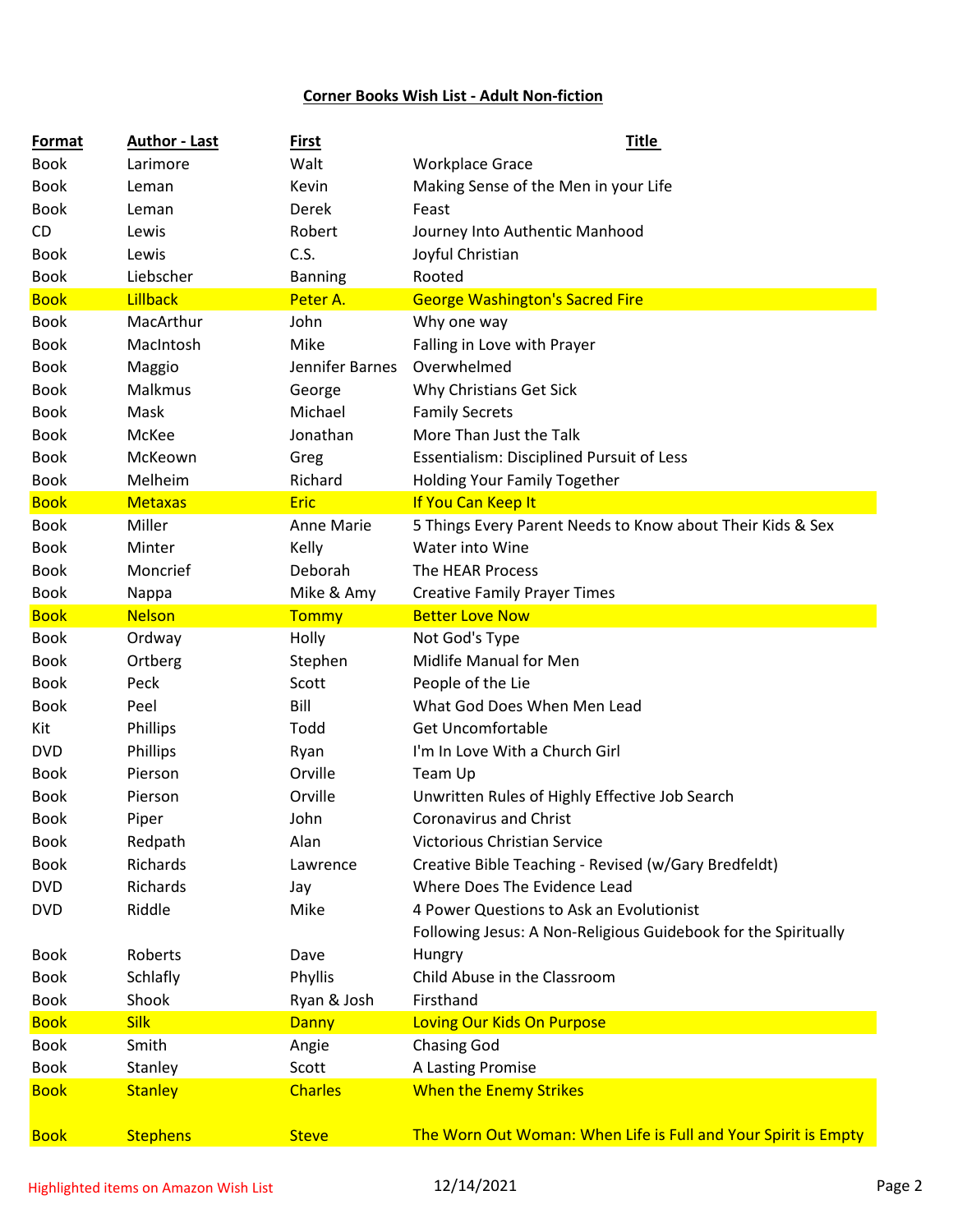**Corner Books Wish List - Adult Non-fiction**

| Format | Author - Last | First | Title |
|---|---|---|---|
| Book | Larimore | Walt | Workplace Grace |
| Book | Leman | Kevin | Making Sense of the Men in your Life |
| Book | Leman | Derek | Feast |
| CD | Lewis | Robert | Journey Into Authentic Manhood |
| Book | Lewis | C.S. | Joyful Christian |
| Book | Liebscher | Banning | Rooted |
| Book | Lillback | Peter A. | George Washington's Sacred Fire |
| Book | MacArthur | John | Why one way |
| Book | MacIntosh | Mike | Falling in Love with Prayer |
| Book | Maggio | Jennifer Barnes | Overwhelmed |
| Book | Malkmus | George | Why Christians Get Sick |
| Book | Mask | Michael | Family Secrets |
| Book | McKee | Jonathan | More Than Just the Talk |
| Book | McKeown | Greg | Essentialism: Disciplined Pursuit of Less |
| Book | Melheim | Richard | Holding Your Family Together |
| Book | Metaxas | Eric | If You Can Keep It |
| Book | Miller | Anne Marie | 5 Things Every Parent Needs to Know about Their Kids & Sex |
| Book | Minter | Kelly | Water into Wine |
| Book | Moncrief | Deborah | The HEAR Process |
| Book | Nappa | Mike & Amy | Creative Family Prayer Times |
| Book | Nelson | Tommy | Better Love Now |
| Book | Ordway | Holly | Not God's Type |
| Book | Ortberg | Stephen | Midlife Manual for Men |
| Book | Peck | Scott | People of the Lie |
| Book | Peel | Bill | What God Does When Men Lead |
| Kit | Phillips | Todd | Get Uncomfortable |
| DVD | Phillips | Ryan | I'm In Love With a Church Girl |
| Book | Pierson | Orville | Team Up |
| Book | Pierson | Orville | Unwritten Rules of Highly Effective Job Search |
| Book | Piper | John | Coronavirus and Christ |
| Book | Redpath | Alan | Victorious Christian Service |
| Book | Richards | Lawrence | Creative Bible Teaching - Revised (w/Gary Bredfeldt) |
| DVD | Richards | Jay | Where Does The Evidence Lead |
| DVD | Riddle | Mike | 4 Power Questions to Ask an Evolutionist |
| Book | Roberts | Dave | Following Jesus: A Non-Religious Guidebook for the Spiritually Hungry |
| Book | Schlafly | Phyllis | Child Abuse in the Classroom |
| Book | Shook | Ryan & Josh | Firsthand |
| Book | Silk | Danny | Loving Our Kids On Purpose |
| Book | Smith | Angie | Chasing God |
| Book | Stanley | Scott | A Lasting Promise |
| Book | Stanley | Charles | When the Enemy Strikes |
| Book | Stephens | Steve | The Worn Out Woman: When Life is Full and Your Spirit is Empty |

Highlighted items on Amazon Wish List

12/14/2021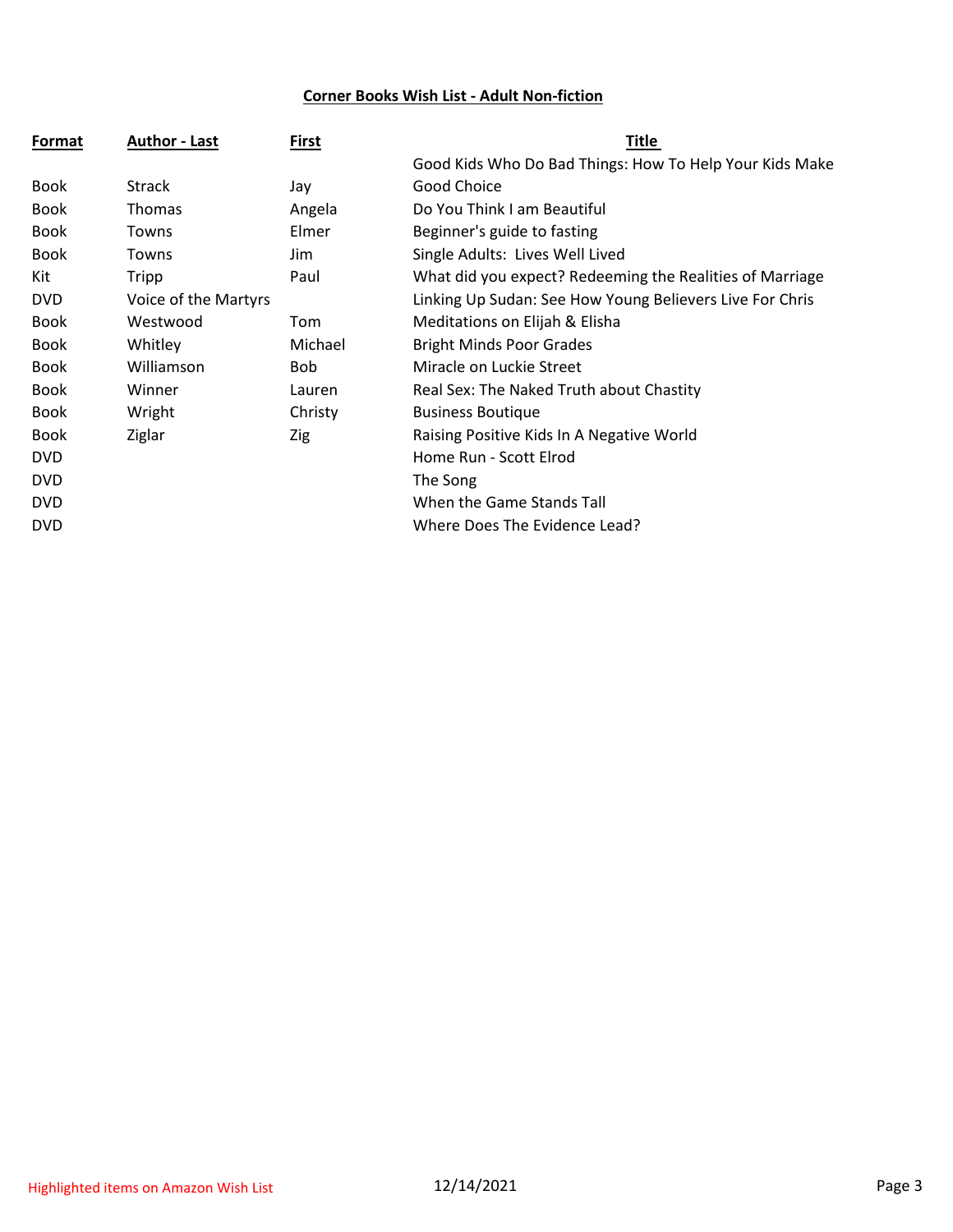**Corner Books Wish List - Adult Non-fiction**

| Format | Author - Last | First | Title |
|---|---|---|---|
| Book | Strack | Jay | Good Kids Who Do Bad Things: How To Help Your Kids Make Good Choice |
| Book | Thomas | Angela | Do You Think I am Beautiful |
| Book | Towns | Elmer | Beginner's guide to fasting |
| Book | Towns | Jim | Single Adults: Lives Well Lived |
| Kit | Tripp | Paul | What did you expect? Redeeming the Realities of Marriage |
| DVD | Voice of the Martyrs | | Linking Up Sudan: See How Young Believers Live For Chris |
| Book | Westwood | Tom | Meditations on Elijah & Elisha |
| Book | Whitley | Michael | Bright Minds Poor Grades |
| Book | Williamson | Bob | Miracle on Luckie Street |
| Book | Winner | Lauren | Real Sex: The Naked Truth about Chastity |
| Book | Wright | Christy | Business Boutique |
| Book | Ziglar | Zig | Raising Positive Kids In A Negative World |
| DVD | | | Home Run - Scott Elrod |
| DVD | | | The Song |
| DVD | | | When the Game Stands Tall |
| DVD | | | Where Does The Evidence Lead? |

Highlighted items on Amazon Wish List

12/14/2021